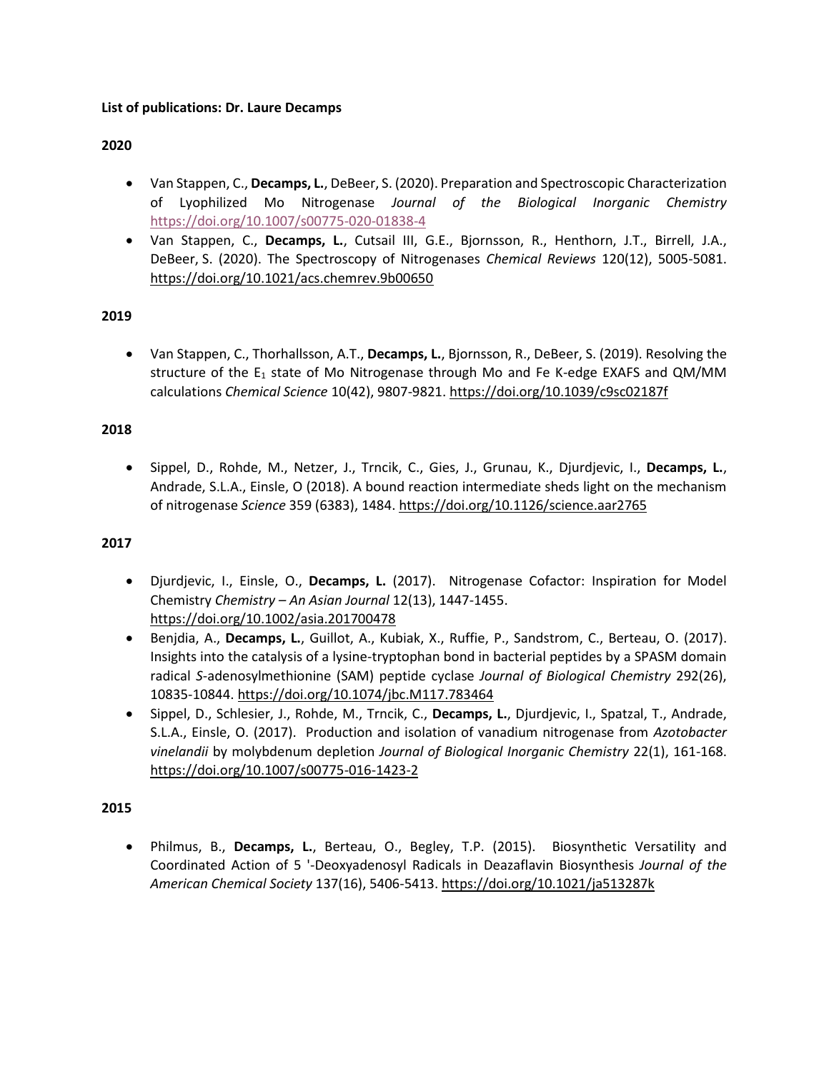**List of publications: Dr. Laure Decamps**

**2020**

- Van Stappen, C., **Decamps, L.**, DeBeer, S. (2020). Preparation and Spectroscopic Characterization of Lyophilized Mo Nitrogenase *Journal of the Biological Inorganic Chemistry* https://doi.org/10.1007/s00775-020-01838-4
- Van Stappen, C., **Decamps, L.**, Cutsail III, G.E., Bjornsson, R., Henthorn, J.T., Birrell, J.A., DeBeer, S. (2020). The Spectroscopy of Nitrogenases *Chemical Reviews* 120(12), 5005-5081. https://doi.org/10.1021/acs.chemrev.9b00650

**2019**

- Van Stappen, C., Thorhallsson, A.T., **Decamps, L.**, Bjornsson, R., DeBeer, S. (2019). Resolving the structure of the $E_1$ state of Mo Nitrogenase through Mo and Fe K-edge EXAFS and QM/MM calculations *Chemical Science* 10(42), 9807-9821. https://doi.org/10.1039/c9sc02187f

**2018**

- Sippel, D., Rohde, M., Netzer, J., Trncik, C., Gies, J., Grunau, K., Djurdjevic, I., **Decamps, L.**, Andrade, S.L.A., Einsle, O (2018). A bound reaction intermediate sheds light on the mechanism of nitrogenase *Science* 359 (6383), 1484. https://doi.org/10.1126/science.aar2765

**2017**

- Djurdjevic, I., Einsle, O., **Decamps, L.** (2017). Nitrogenase Cofactor: Inspiration for Model Chemistry *Chemistry – An Asian Journal* 12(13), 1447-1455. https://doi.org/10.1002/asia.201700478
- Benjdia, A., **Decamps, L.**, Guillot, A., Kubiak, X., Ruffie, P., Sandstrom, C., Berteau, O. (2017). Insights into the catalysis of a lysine-tryptophan bond in bacterial peptides by a SPASM domain radical *S*-adenosylmethionine (SAM) peptide cyclase *Journal of Biological Chemistry* 292(26), 10835-10844. https://doi.org/10.1074/jbc.M117.783464
- Sippel, D., Schlesier, J., Rohde, M., Trncik, C., **Decamps, L.**, Djurdjevic, I., Spatzal, T., Andrade, S.L.A., Einsle, O. (2017). Production and isolation of vanadium nitrogenase from *Azotobacter vinelandii* by molybdenum depletion *Journal of Biological Inorganic Chemistry* 22(1), 161-168. https://doi.org/10.1007/s00775-016-1423-2

**2015**

- Philmus, B., **Decamps, L.**, Berteau, O., Begley, T.P. (2015). Biosynthetic Versatility and Coordinated Action of 5 '-Deoxyadenosyl Radicals in Deazaflavin Biosynthesis *Journal of the American Chemical Society* 137(16), 5406-5413. https://doi.org/10.1021/ja513287k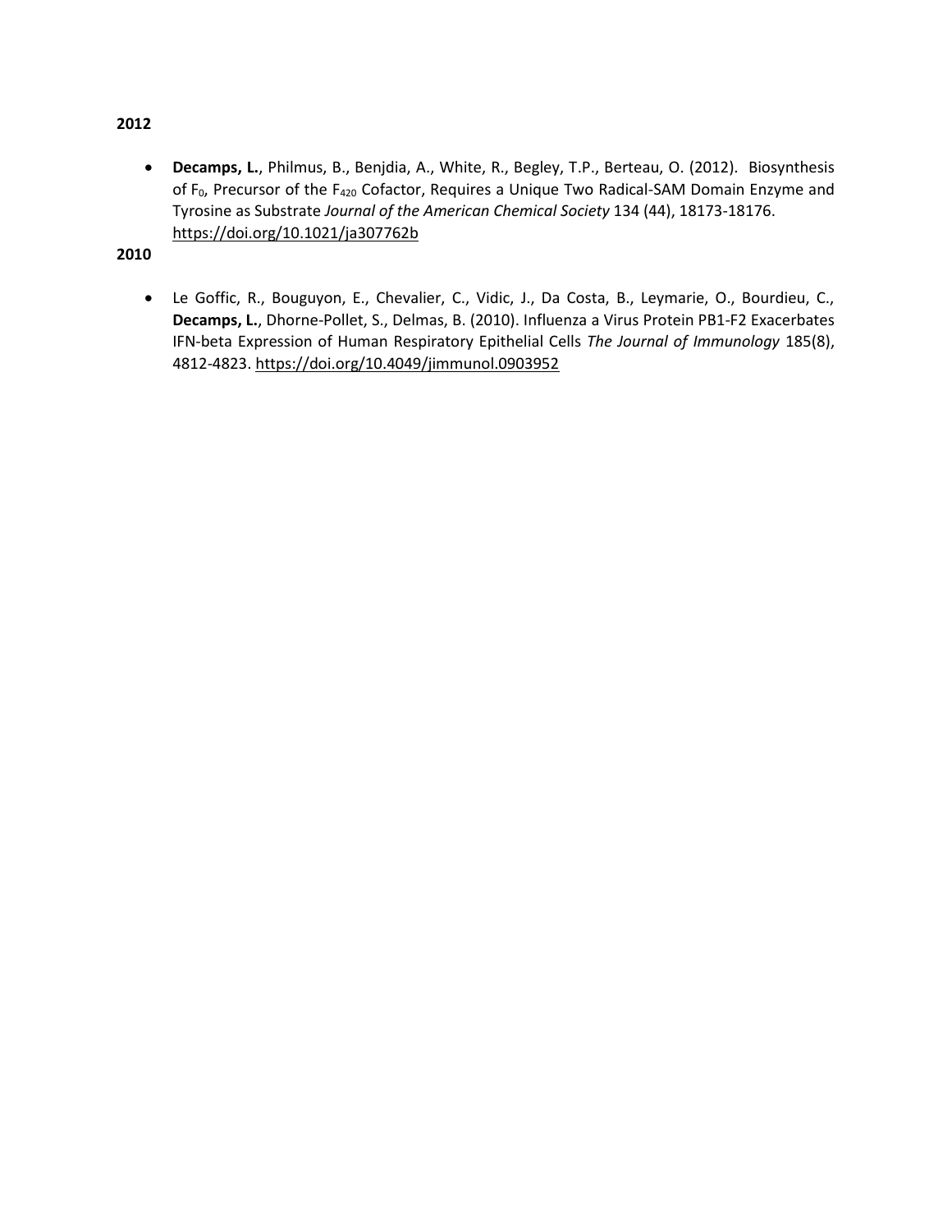**2012**

- **Decamps, L.**, Philmus, B., Benjdia, A., White, R., Begley, T.P., Berteau, O. (2012). Biosynthesis of $F_0$, Precursor of the $F_{420}$ Cofactor, Requires a Unique Two Radical-SAM Domain Enzyme and Tyrosine as Substrate *Journal of the American Chemical Society* 134 (44), 18173-18176. https://doi.org/10.1021/ja307762b

**2010**

- Le Goffic, R., Bouguyon, E., Chevalier, C., Vidic, J., Da Costa, B., Leymarie, O., Bourdieu, C., **Decamps, L.**, Dhorne-Pollet, S., Delmas, B. (2010). Influenza a Virus Protein PB1-F2 Exacerbates IFN-beta Expression of Human Respiratory Epithelial Cells *The Journal of Immunology* 185(8), 4812-4823. https://doi.org/10.4049/jimmunol.0903952